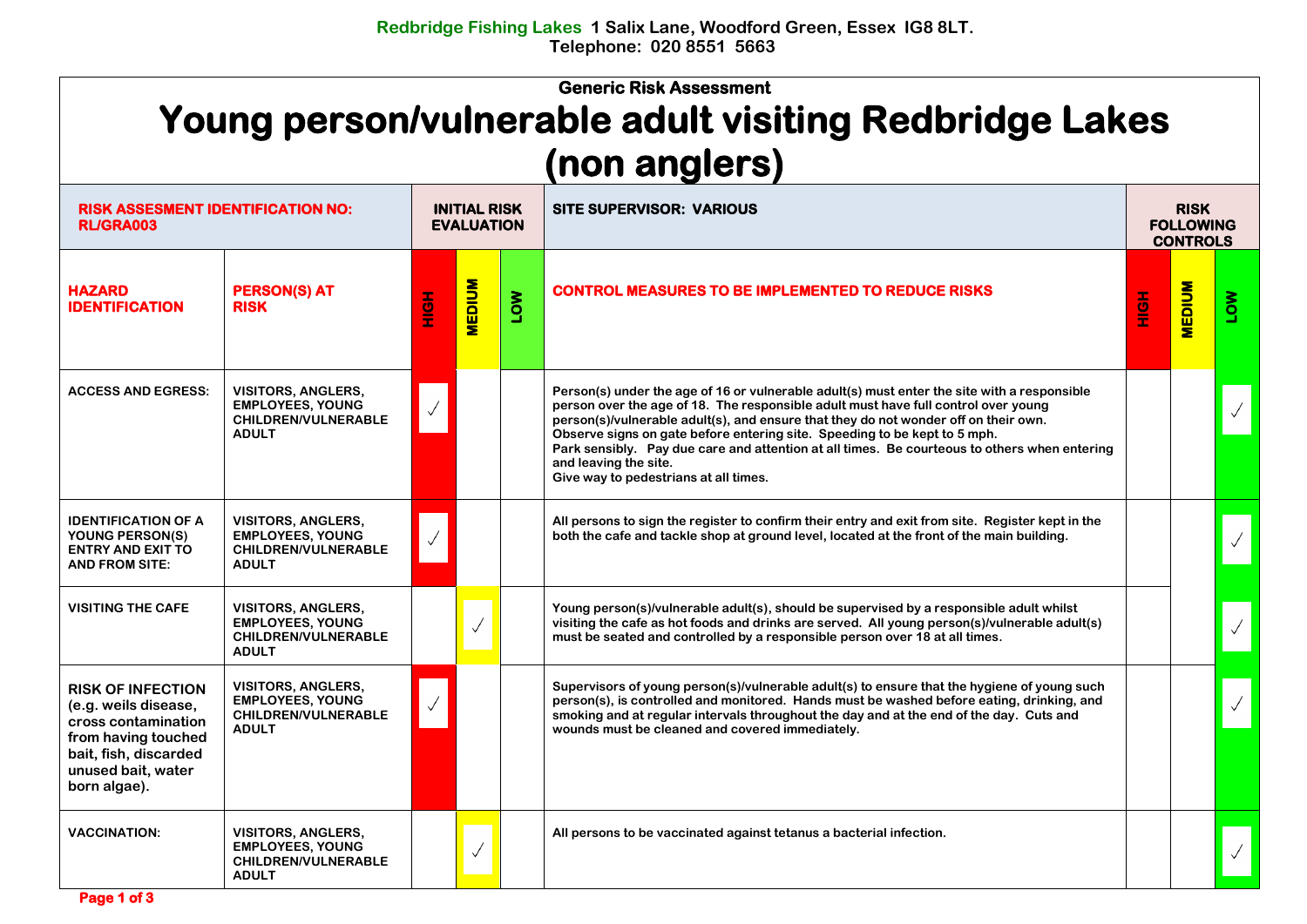**Redbridge Fishing Lakes** 1 Salix Lane, Woodford Green, Essex IG8 8LT.
Telephone: 020 8551 5663

**Generic Risk Assessment**

# Young person/vulnerable adult visiting Redbridge Lakes (non anglers)

| RISK ASSESMENT IDENTIFICATION NO: RL/GRA003 | | INITIAL RISK EVALUATION | | | SITE SUPERVISOR: VARIOUS | RISK FOLLOWING CONTROLS | | |
|---|---|---|---|---|---|---|---|---|
| **HAZARD IDENTIFICATION** | **PERSON(S) AT RISK** | **HIGH** | **MEDIUM** | **LOW** | **CONTROL MEASURES TO BE IMPLEMENTED TO REDUCE RISKS** | **HIGH** | **MEDIUM** | **LOW** |
| ACCESS AND EGRESS: | VISITORS, ANGLERS, EMPLOYEES, YOUNG CHILDREN/VULNERABLE ADULT | ✓ | | | Person(s) under the age of 16 or vulnerable adult(s) must enter the site with a responsible person over the age of 18. The responsible adult must have full control over young person(s)/vulnerable adult(s), and ensure that they do not wonder off on their own. Observe signs on gate before entering site. Speeding to be kept to 5 mph. Park sensibly. Pay due care and attention at all times. Be courteous to others when entering and leaving the site. Give way to pedestrians at all times. | | | ✓ |
| IDENTIFICATION OF A YOUNG PERSON(S) ENTRY AND EXIT TO AND FROM SITE: | VISITORS, ANGLERS, EMPLOYEES, YOUNG CHILDREN/VULNERABLE ADULT | ✓ | | | All persons to sign the register to confirm their entry and exit from site. Register kept in the both the cafe and tackle shop at ground level, located at the front of the main building. | | | ✓ |
| VISITING THE CAFE | VISITORS, ANGLERS, EMPLOYEES, YOUNG CHILDREN/VULNERABLE ADULT | | ✓ | | Young person(s)/vulnerable adult(s), should be supervised by a responsible adult whilst visiting the cafe as hot foods and drinks are served. All young person(s)/vulnerable adult(s) must be seated and controlled by a responsible person over 18 at all times. | | | ✓ |
| RISK OF INFECTION (e.g. weils disease, cross contamination from having touched bait, fish, discarded unused bait, water born algae). | VISITORS, ANGLERS, EMPLOYEES, YOUNG CHILDREN/VULNERABLE ADULT | ✓ | | | Supervisors of young person(s)/vulnerable adult(s) to ensure that the hygiene of young such person(s), is controlled and monitored. Hands must be washed before eating, drinking, and smoking and at regular intervals throughout the day and at the end of the day. Cuts and wounds must be cleaned and covered immediately. | | | ✓ |
| VACCINATION: | VISITORS, ANGLERS, EMPLOYEES, YOUNG CHILDREN/VULNERABLE ADULT | | ✓ | | All persons to be vaccinated against tetanus a bacterial infection. | | | ✓ |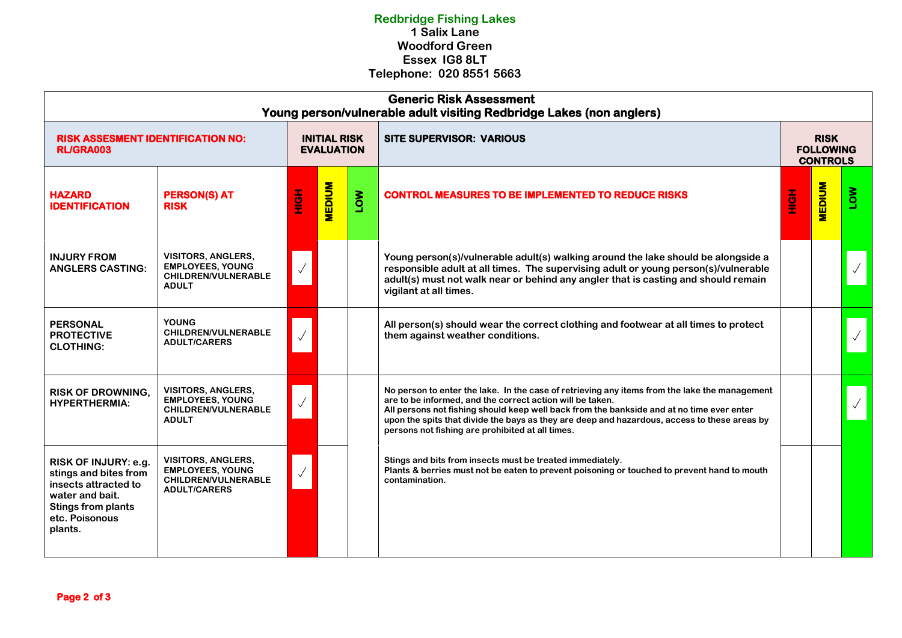**Redbridge Fishing Lakes**
**1 Salix Lane**
**Woodford Green**
**Essex IG8 8LT**
**Telephone: 020 8551 5663**

## Generic Risk Assessment
### Young person/vulnerable adult visiting Redbridge Lakes (non anglers)

| RISK ASSESMENT IDENTIFICATION NO: RL/GRA003 | | INITIAL RISK EVALUATION | | | SITE SUPERVISOR: VARIOUS | RISK FOLLOWING CONTROLS | | |
|---|---|---|---|---|---|---|---|---|
| **HAZARD IDENTIFICATION** | **PERSON(S) AT RISK** | **HIGH** | **MEDIUM** | **LOW** | **CONTROL MEASURES TO BE IMPLEMENTED TO REDUCE RISKS** | **HIGH** | **MEDIUM** | **LOW** |
| INJURY FROM ANGLERS CASTING: | VISITORS, ANGLERS, EMPLOYEES, YOUNG CHILDREN/VULNERABLE ADULT | ✓ | | | Young person(s)/vulnerable adult(s) walking around the lake should be alongside a responsible adult at all times. The supervising adult or young person(s)/vulnerable adult(s) must not walk near or behind any angler that is casting and should remain vigilant at all times. | | | ✓ |
| PERSONAL PROTECTIVE CLOTHING: | YOUNG CHILDREN/VULNERABLE ADULT/CARERS | ✓ | | | All person(s) should wear the correct clothing and footwear at all times to protect them against weather conditions. | | | ✓ |
| RISK OF DROWNING, HYPERTHERMIA: | VISITORS, ANGLERS, EMPLOYEES, YOUNG CHILDREN/VULNERABLE ADULT | ✓ | | | No person to enter the lake. In the case of retrieving any items from the lake the management are to be informed, and the correct action will be taken.<br>All persons not fishing should keep well back from the bankside and at no time ever enter upon the spits that divide the bays as they are deep and hazardous, access to these areas by persons not fishing are prohibited at all times. | | | ✓ |
| RISK OF INJURY: e.g. stings and bites from insects attracted to water and bait. Stings from plants etc. Poisonous plants. | VISITORS, ANGLERS, EMPLOYEES, YOUNG CHILDREN/VULNERABLE ADULT/CARERS | ✓ | | | Stings and bits from insects must be treated immediately.<br>Plants & berries must not be eaten to prevent poisoning or touched to prevent hand to mouth contamination. | | | |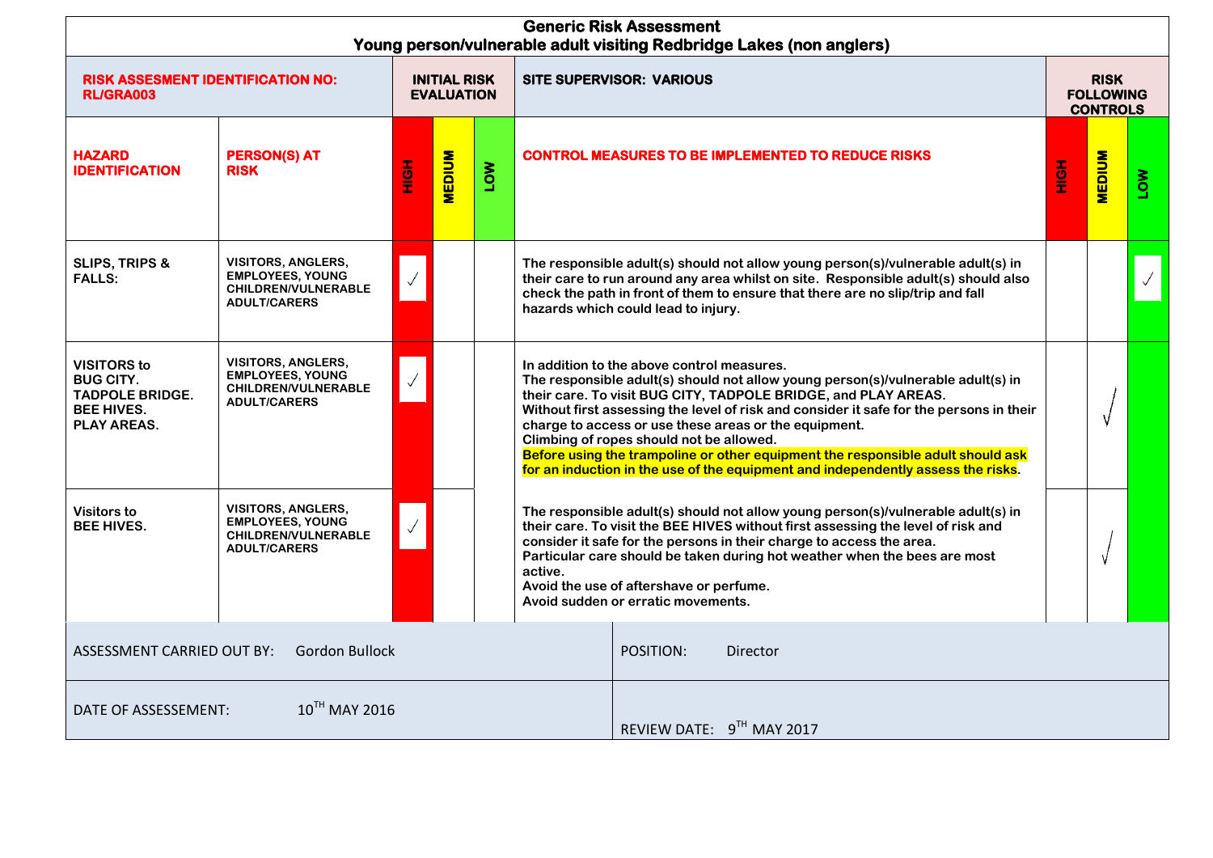# Generic Risk Assessment
## Young person/vulnerable adult visiting Redbridge Lakes (non anglers)

| RISK ASSESMENT IDENTIFICATION NO: RL/GRA003 | | INITIAL RISK EVALUATION | | | SITE SUPERVISOR: VARIOUS | RISK FOLLOWING CONTROLS | | |
|---|---|---|---|---|---|---|---|---|
| **HAZARD IDENTIFICATION** | **PERSON(S) AT RISK** | **HIGH** | **MEDIUM** | **LOW** | **CONTROL MEASURES TO BE IMPLEMENTED TO REDUCE RISKS** | **HIGH** | **MEDIUM** | **LOW** |
| **SLIPS, TRIPS & FALLS:** | VISITORS, ANGLERS, EMPLOYEES, YOUNG CHILDREN/VULNERABLE ADULT/CARERS | ✓ | | | The responsible adult(s) should not allow young person(s)/vulnerable adult(s) in their care to run around any area whilst on site. Responsible adult(s) should also check the path in front of them to ensure that there are no slip/trip and fall hazards which could lead to injury. | | | ✓ |
| **VISITORS to BUG CITY. TADPOLE BRIDGE. BEE HIVES. PLAY AREAS.** | VISITORS, ANGLERS, EMPLOYEES, YOUNG CHILDREN/VULNERABLE ADULT/CARERS | ✓ | | | In addition to the above control measures.<br>The responsible adult(s) should not allow young person(s)/vulnerable adult(s) in their care. To visit BUG CITY, TADPOLE BRIDGE, and PLAY AREAS.<br>Without first assessing the level of risk and consider it safe for the persons in their charge to access or use these areas or the equipment.<br>Climbing of ropes should not be allowed.<br>Before using the trampoline or other equipment the responsible adult should ask for an induction in the use of the equipment and independently assess the risks. | | ✓ | |
| **Visitors to BEE HIVES.** | VISITORS, ANGLERS, EMPLOYEES, YOUNG CHILDREN/VULNERABLE ADULT/CARERS | ✓ | | | The responsible adult(s) should not allow young person(s)/vulnerable adult(s) in their care. To visit the BEE HIVES without first assessing the level of risk and consider it safe for the persons in their charge to access the area.<br>Particular care should be taken during hot weather when the bees are most active.<br>Avoid the use of aftershave or perfume.<br>Avoid sudden or erratic movements. | | ✓ | |

| | |
|---|---|
| ASSESSMENT CARRIED OUT BY: Gordon Bullock | POSITION: Director |
| DATE OF ASSESSEMENT: 10TH MAY 2016 | REVIEW DATE: 9TH MAY 2017 |